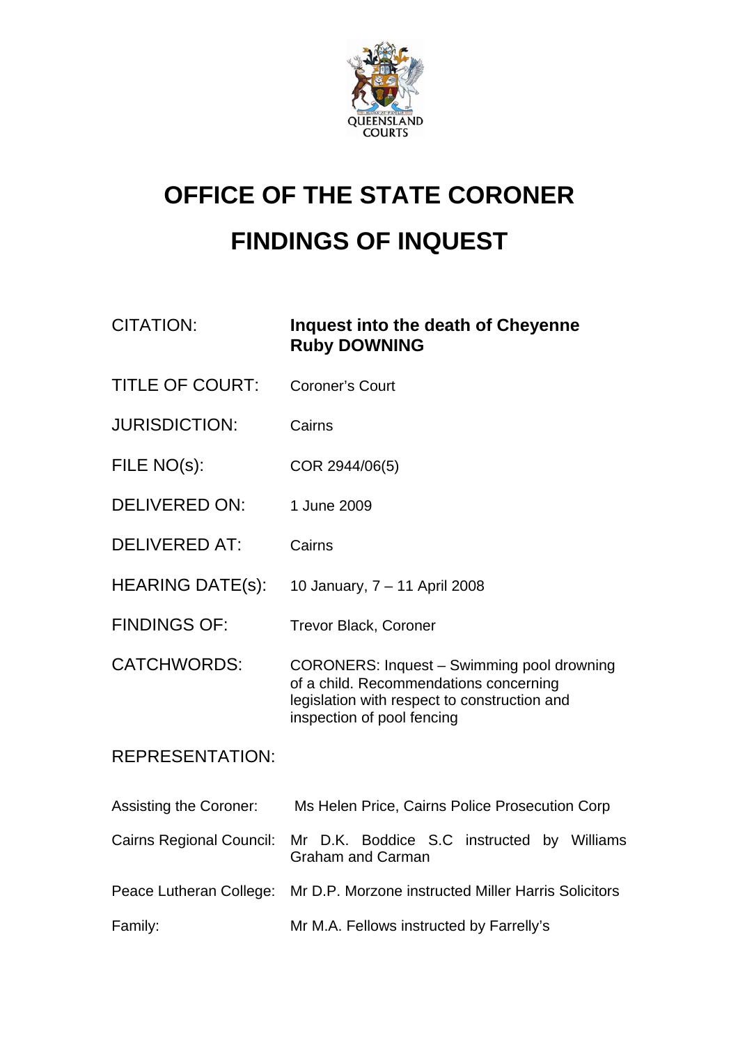QUEENSLAND COURTS

# OFFICE OF THE STATE CORONER

# FINDINGS OF INQUEST

| | |
|---|---|
| CITATION: | **Inquest into the death of Cheyenne Ruby DOWNING** |
| TITLE OF COURT: | Coroner's Court |
| JURISDICTION: | Cairns |
| FILE NO(s): | COR 2944/06(5) |
| DELIVERED ON: | 1 June 2009 |
| DELIVERED AT: | Cairns |
| HEARING DATE(s): | 10 January, 7 – 11 April 2008 |
| FINDINGS OF: | Trevor Black, Coroner |
| CATCHWORDS: | CORONERS: Inquest – Swimming pool drowning of a child. Recommendations concerning legislation with respect to construction and inspection of pool fencing |

REPRESENTATION:

| | |
|---|---|
| Assisting the Coroner: | Ms Helen Price, Cairns Police Prosecution Corp |
| Cairns Regional Council: | Mr D.K. Boddice S.C instructed by Williams Graham and Carman |
| Peace Lutheran College: | Mr D.P. Morzone instructed Miller Harris Solicitors |
| Family: | Mr M.A. Fellows instructed by Farrelly's |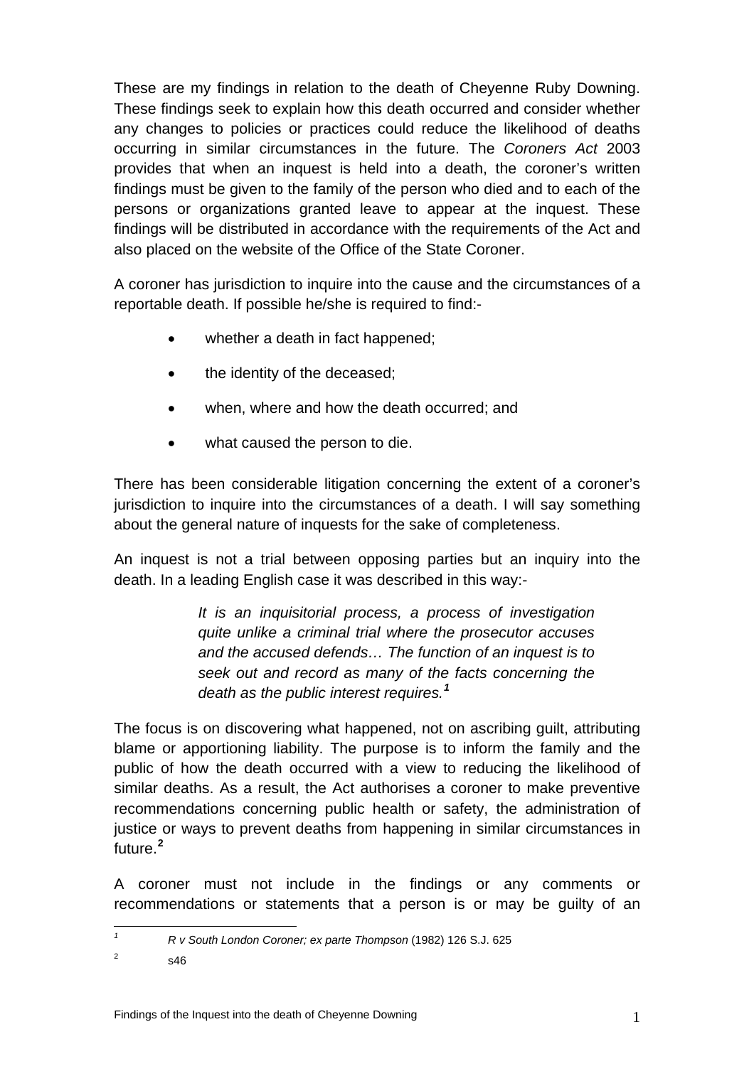These are my findings in relation to the death of Cheyenne Ruby Downing. These findings seek to explain how this death occurred and consider whether any changes to policies or practices could reduce the likelihood of deaths occurring in similar circumstances in the future. The *Coroners Act* 2003 provides that when an inquest is held into a death, the coroner's written findings must be given to the family of the person who died and to each of the persons or organizations granted leave to appear at the inquest. These findings will be distributed in accordance with the requirements of the Act and also placed on the website of the Office of the State Coroner.

A coroner has jurisdiction to inquire into the cause and the circumstances of a reportable death. If possible he/she is required to find:-

- whether a death in fact happened;
- the identity of the deceased;
- when, where and how the death occurred; and
- what caused the person to die.

There has been considerable litigation concerning the extent of a coroner's jurisdiction to inquire into the circumstances of a death. I will say something about the general nature of inquests for the sake of completeness.

An inquest is not a trial between opposing parties but an inquiry into the death. In a leading English case it was described in this way:-

> *It is an inquisitorial process, a process of investigation quite unlike a criminal trial where the prosecutor accuses and the accused defends… The function of an inquest is to seek out and record as many of the facts concerning the death as the public interest requires.*[1]

The focus is on discovering what happened, not on ascribing guilt, attributing blame or apportioning liability. The purpose is to inform the family and the public of how the death occurred with a view to reducing the likelihood of similar deaths. As a result, the Act authorises a coroner to make preventive recommendations concerning public health or safety, the administration of justice or ways to prevent deaths from happening in similar circumstances in future.[2]

A coroner must not include in the findings or any comments or recommendations or statements that a person is or may be guilty of an

---

[1] *R v South London Coroner; ex parte Thompson* (1982) 126 S.J. 625

[2] s46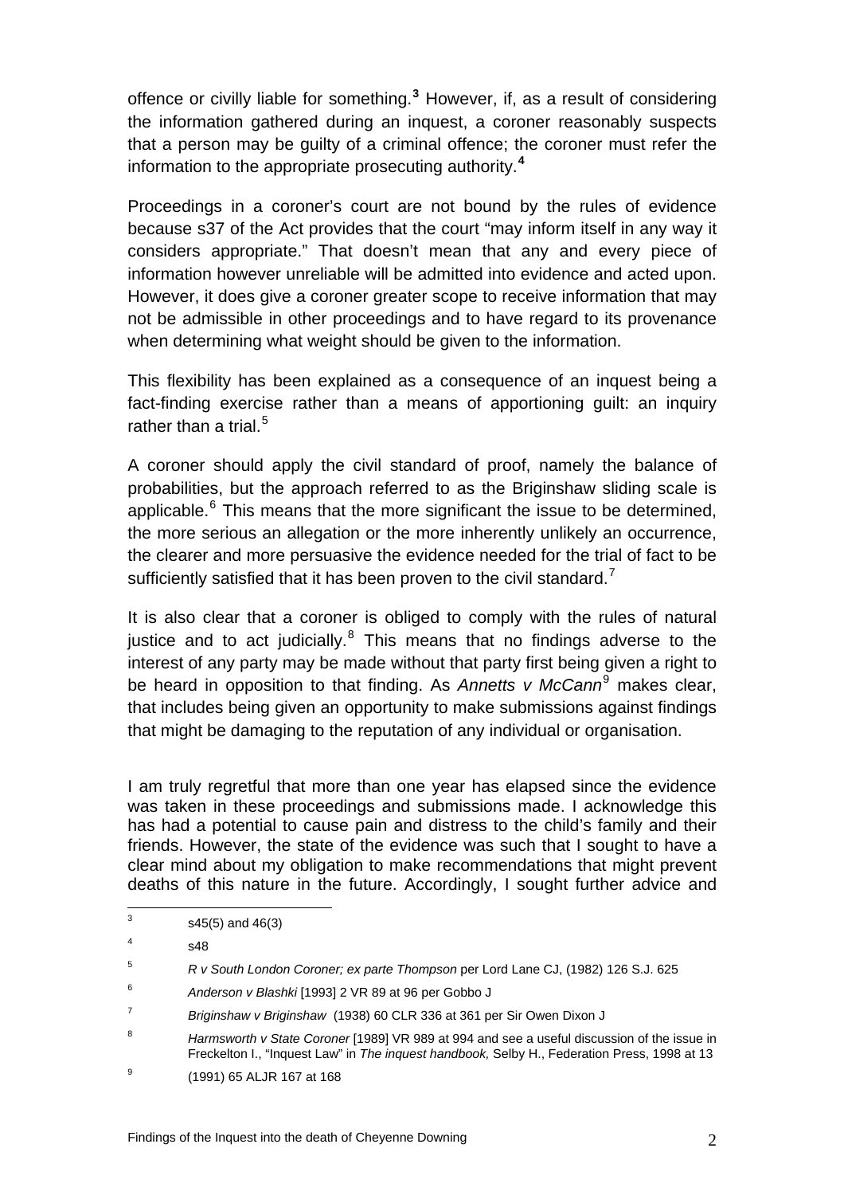offence or civilly liable for something.[3] However, if, as a result of considering the information gathered during an inquest, a coroner reasonably suspects that a person may be guilty of a criminal offence; the coroner must refer the information to the appropriate prosecuting authority.[4]

Proceedings in a coroner's court are not bound by the rules of evidence because s37 of the Act provides that the court "may inform itself in any way it considers appropriate." That doesn't mean that any and every piece of information however unreliable will be admitted into evidence and acted upon. However, it does give a coroner greater scope to receive information that may not be admissible in other proceedings and to have regard to its provenance when determining what weight should be given to the information.

This flexibility has been explained as a consequence of an inquest being a fact-finding exercise rather than a means of apportioning guilt: an inquiry rather than a trial.[5]

A coroner should apply the civil standard of proof, namely the balance of probabilities, but the approach referred to as the Briginshaw sliding scale is applicable.[6] This means that the more significant the issue to be determined, the more serious an allegation or the more inherently unlikely an occurrence, the clearer and more persuasive the evidence needed for the trial of fact to be sufficiently satisfied that it has been proven to the civil standard.[7]

It is also clear that a coroner is obliged to comply with the rules of natural justice and to act judicially.[8] This means that no findings adverse to the interest of any party may be made without that party first being given a right to be heard in opposition to that finding. As *Annetts v McCann*[9] makes clear, that includes being given an opportunity to make submissions against findings that might be damaging to the reputation of any individual or organisation.

I am truly regretful that more than one year has elapsed since the evidence was taken in these proceedings and submissions made. I acknowledge this has had a potential to cause pain and distress to the child's family and their friends. However, the state of the evidence was such that I sought to have a clear mind about my obligation to make recommendations that might prevent deaths of this nature in the future. Accordingly, I sought further advice and

---

[3] s45(5) and 46(3)

[4] s48

[5] *R v South London Coroner; ex parte Thompson* per Lord Lane CJ, (1982) 126 S.J. 625

[6] *Anderson v Blashki* [1993] 2 VR 89 at 96 per Gobbo J

[7] *Briginshaw v Briginshaw* (1938) 60 CLR 336 at 361 per Sir Owen Dixon J

[8] *Harmsworth v State Coroner* [1989] VR 989 at 994 and see a useful discussion of the issue in Freckelton I., "Inquest Law" in *The inquest handbook,* Selby H., Federation Press, 1998 at 13

[9] (1991) 65 ALJR 167 at 168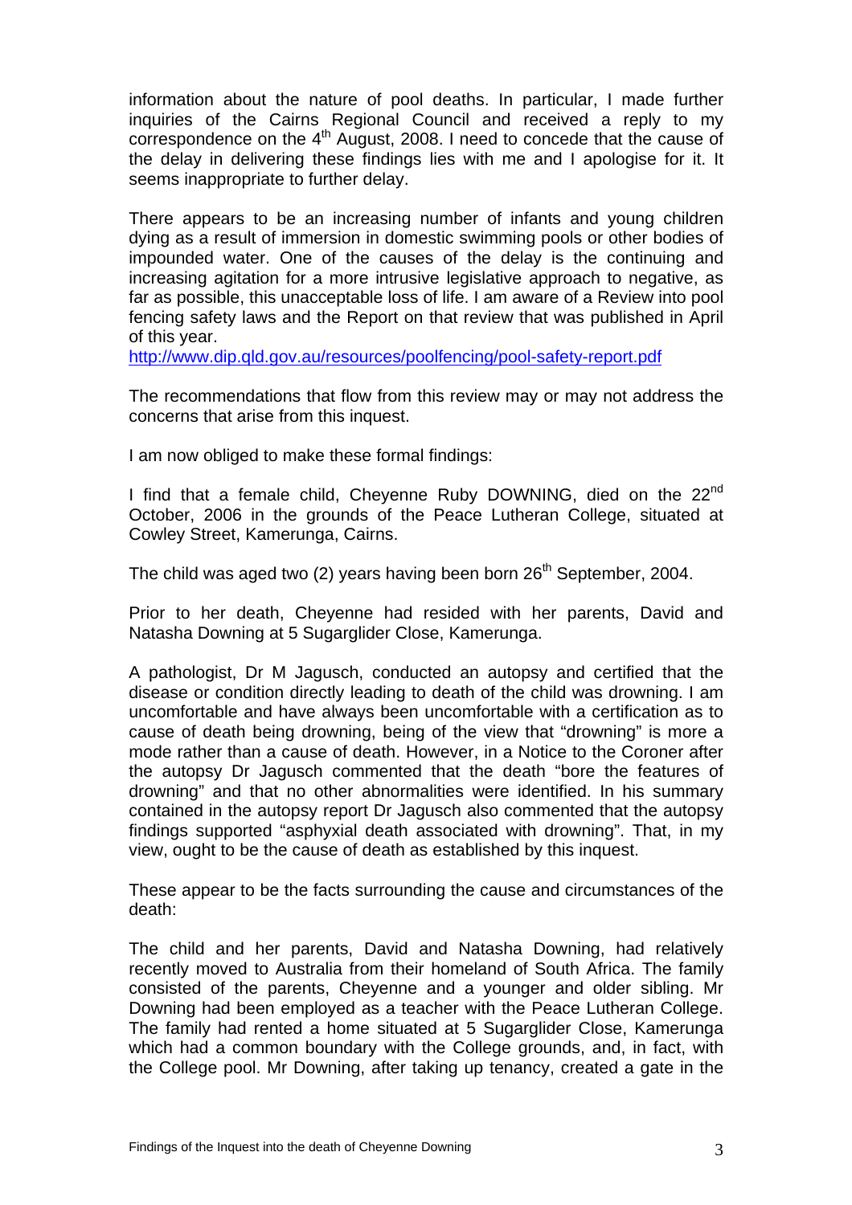information about the nature of pool deaths. In particular, I made further inquiries of the Cairns Regional Council and received a reply to my correspondence on the 4th August, 2008. I need to concede that the cause of the delay in delivering these findings lies with me and I apologise for it. It seems inappropriate to further delay.

There appears to be an increasing number of infants and young children dying as a result of immersion in domestic swimming pools or other bodies of impounded water. One of the causes of the delay is the continuing and increasing agitation for a more intrusive legislative approach to negative, as far as possible, this unacceptable loss of life. I am aware of a Review into pool fencing safety laws and the Report on that review that was published in April of this year.
http://www.dip.qld.gov.au/resources/poolfencing/pool-safety-report.pdf

The recommendations that flow from this review may or may not address the concerns that arise from this inquest.

I am now obliged to make these formal findings:

I find that a female child, Cheyenne Ruby DOWNING, died on the 22nd October, 2006 in the grounds of the Peace Lutheran College, situated at Cowley Street, Kamerunga, Cairns.

The child was aged two (2) years having been born 26th September, 2004.

Prior to her death, Cheyenne had resided with her parents, David and Natasha Downing at 5 Sugarglider Close, Kamerunga.

A pathologist, Dr M Jagusch, conducted an autopsy and certified that the disease or condition directly leading to death of the child was drowning. I am uncomfortable and have always been uncomfortable with a certification as to cause of death being drowning, being of the view that "drowning" is more a mode rather than a cause of death. However, in a Notice to the Coroner after the autopsy Dr Jagusch commented that the death "bore the features of drowning" and that no other abnormalities were identified. In his summary contained in the autopsy report Dr Jagusch also commented that the autopsy findings supported "asphyxial death associated with drowning". That, in my view, ought to be the cause of death as established by this inquest.

These appear to be the facts surrounding the cause and circumstances of the death:

The child and her parents, David and Natasha Downing, had relatively recently moved to Australia from their homeland of South Africa. The family consisted of the parents, Cheyenne and a younger and older sibling. Mr Downing had been employed as a teacher with the Peace Lutheran College. The family had rented a home situated at 5 Sugarglider Close, Kamerunga which had a common boundary with the College grounds, and, in fact, with the College pool. Mr Downing, after taking up tenancy, created a gate in the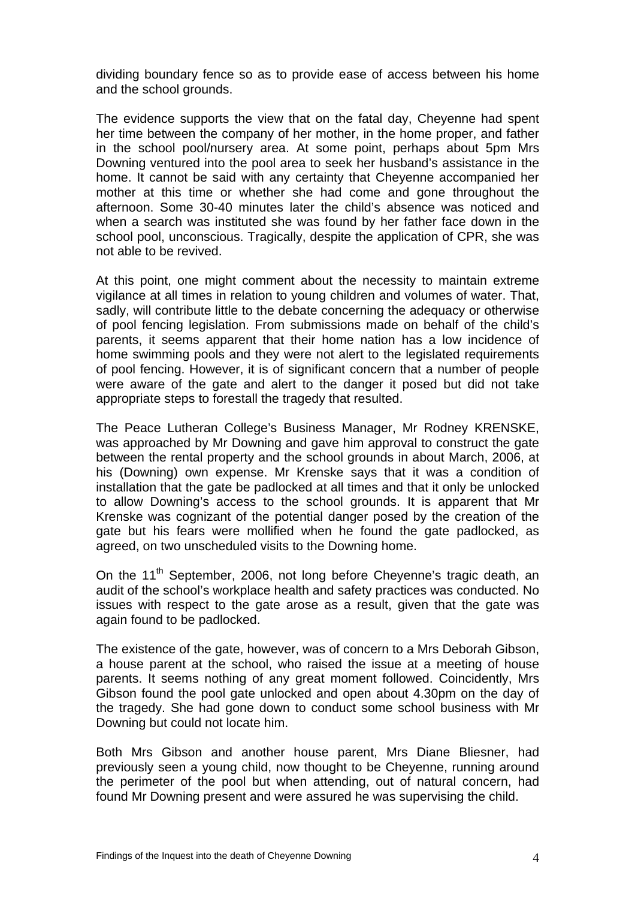dividing boundary fence so as to provide ease of access between his home and the school grounds.

The evidence supports the view that on the fatal day, Cheyenne had spent her time between the company of her mother, in the home proper, and father in the school pool/nursery area. At some point, perhaps about 5pm Mrs Downing ventured into the pool area to seek her husband's assistance in the home. It cannot be said with any certainty that Cheyenne accompanied her mother at this time or whether she had come and gone throughout the afternoon. Some 30-40 minutes later the child's absence was noticed and when a search was instituted she was found by her father face down in the school pool, unconscious. Tragically, despite the application of CPR, she was not able to be revived.

At this point, one might comment about the necessity to maintain extreme vigilance at all times in relation to young children and volumes of water. That, sadly, will contribute little to the debate concerning the adequacy or otherwise of pool fencing legislation. From submissions made on behalf of the child's parents, it seems apparent that their home nation has a low incidence of home swimming pools and they were not alert to the legislated requirements of pool fencing. However, it is of significant concern that a number of people were aware of the gate and alert to the danger it posed but did not take appropriate steps to forestall the tragedy that resulted.

The Peace Lutheran College's Business Manager, Mr Rodney KRENSKE, was approached by Mr Downing and gave him approval to construct the gate between the rental property and the school grounds in about March, 2006, at his (Downing) own expense. Mr Krenske says that it was a condition of installation that the gate be padlocked at all times and that it only be unlocked to allow Downing's access to the school grounds. It is apparent that Mr Krenske was cognizant of the potential danger posed by the creation of the gate but his fears were mollified when he found the gate padlocked, as agreed, on two unscheduled visits to the Downing home.

On the 11th September, 2006, not long before Cheyenne's tragic death, an audit of the school's workplace health and safety practices was conducted. No issues with respect to the gate arose as a result, given that the gate was again found to be padlocked.

The existence of the gate, however, was of concern to a Mrs Deborah Gibson, a house parent at the school, who raised the issue at a meeting of house parents. It seems nothing of any great moment followed. Coincidently, Mrs Gibson found the pool gate unlocked and open about 4.30pm on the day of the tragedy. She had gone down to conduct some school business with Mr Downing but could not locate him.

Both Mrs Gibson and another house parent, Mrs Diane Bliesner, had previously seen a young child, now thought to be Cheyenne, running around the perimeter of the pool but when attending, out of natural concern, had found Mr Downing present and were assured he was supervising the child.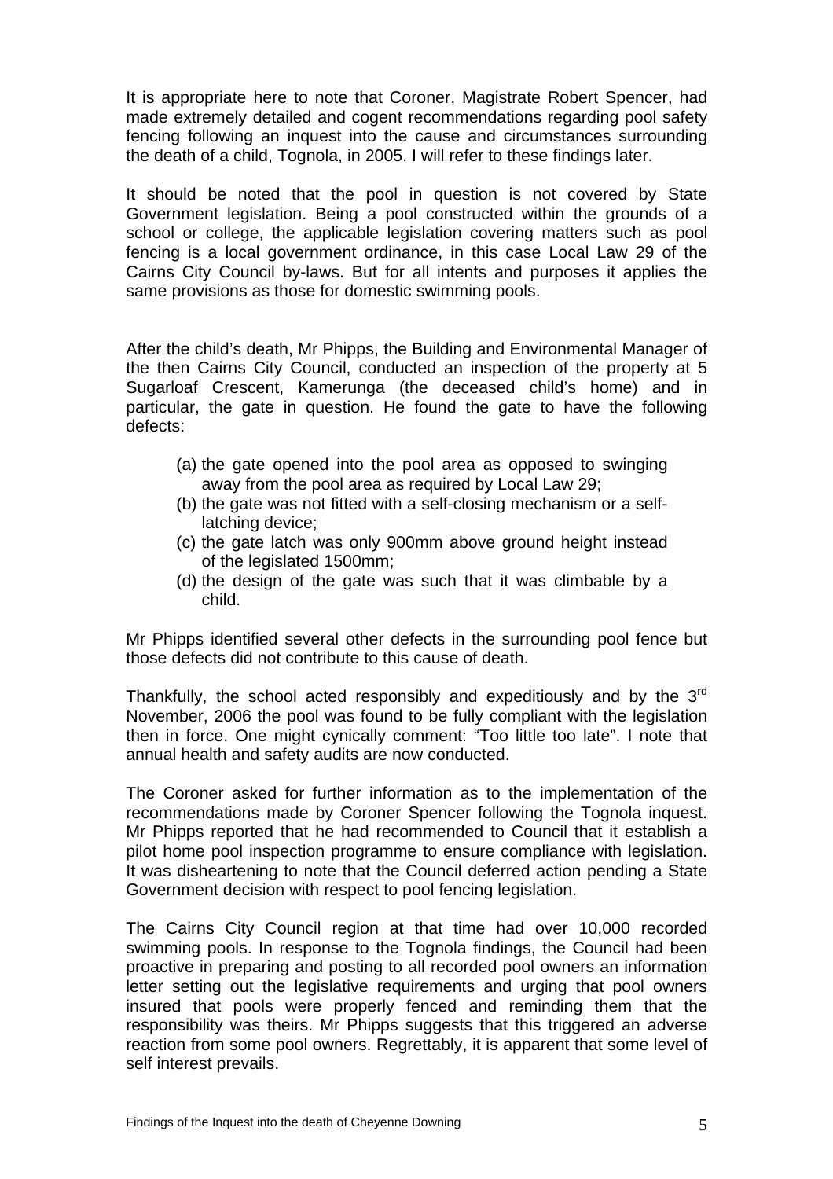It is appropriate here to note that Coroner, Magistrate Robert Spencer, had made extremely detailed and cogent recommendations regarding pool safety fencing following an inquest into the cause and circumstances surrounding the death of a child, Tognola, in 2005. I will refer to these findings later.

It should be noted that the pool in question is not covered by State Government legislation. Being a pool constructed within the grounds of a school or college, the applicable legislation covering matters such as pool fencing is a local government ordinance, in this case Local Law 29 of the Cairns City Council by-laws. But for all intents and purposes it applies the same provisions as those for domestic swimming pools.

After the child's death, Mr Phipps, the Building and Environmental Manager of the then Cairns City Council, conducted an inspection of the property at 5 Sugarloaf Crescent, Kamerunga (the deceased child's home) and in particular, the gate in question. He found the gate to have the following defects:

(a) the gate opened into the pool area as opposed to swinging away from the pool area as required by Local Law 29;
(b) the gate was not fitted with a self-closing mechanism or a self-latching device;
(c) the gate latch was only 900mm above ground height instead of the legislated 1500mm;
(d) the design of the gate was such that it was climbable by a child.

Mr Phipps identified several other defects in the surrounding pool fence but those defects did not contribute to this cause of death.

Thankfully, the school acted responsibly and expeditiously and by the 3rd November, 2006 the pool was found to be fully compliant with the legislation then in force. One might cynically comment: "Too little too late". I note that annual health and safety audits are now conducted.

The Coroner asked for further information as to the implementation of the recommendations made by Coroner Spencer following the Tognola inquest. Mr Phipps reported that he had recommended to Council that it establish a pilot home pool inspection programme to ensure compliance with legislation. It was disheartening to note that the Council deferred action pending a State Government decision with respect to pool fencing legislation.

The Cairns City Council region at that time had over 10,000 recorded swimming pools. In response to the Tognola findings, the Council had been proactive in preparing and posting to all recorded pool owners an information letter setting out the legislative requirements and urging that pool owners insured that pools were properly fenced and reminding them that the responsibility was theirs. Mr Phipps suggests that this triggered an adverse reaction from some pool owners. Regrettably, it is apparent that some level of self interest prevails.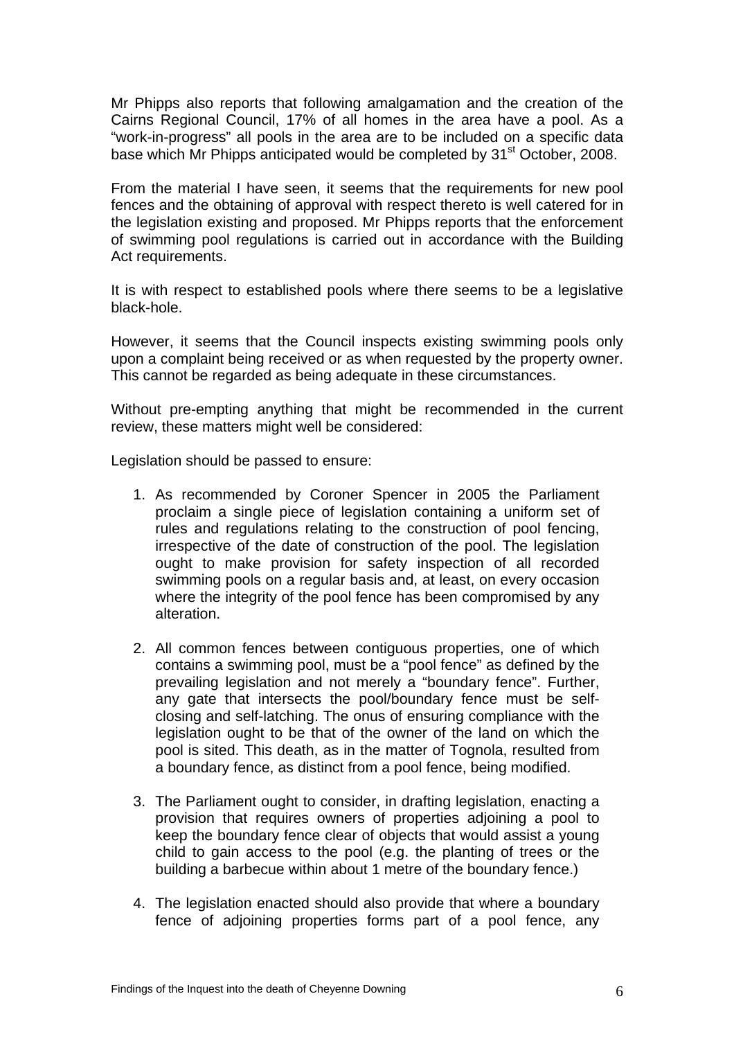Mr Phipps also reports that following amalgamation and the creation of the Cairns Regional Council, 17% of all homes in the area have a pool. As a "work-in-progress" all pools in the area are to be included on a specific data base which Mr Phipps anticipated would be completed by 31st October, 2008.

From the material I have seen, it seems that the requirements for new pool fences and the obtaining of approval with respect thereto is well catered for in the legislation existing and proposed. Mr Phipps reports that the enforcement of swimming pool regulations is carried out in accordance with the Building Act requirements.

It is with respect to established pools where there seems to be a legislative black-hole.

However, it seems that the Council inspects existing swimming pools only upon a complaint being received or as when requested by the property owner. This cannot be regarded as being adequate in these circumstances.

Without pre-empting anything that might be recommended in the current review, these matters might well be considered:

Legislation should be passed to ensure:

1. As recommended by Coroner Spencer in 2005 the Parliament proclaim a single piece of legislation containing a uniform set of rules and regulations relating to the construction of pool fencing, irrespective of the date of construction of the pool. The legislation ought to make provision for safety inspection of all recorded swimming pools on a regular basis and, at least, on every occasion where the integrity of the pool fence has been compromised by any alteration.

2. All common fences between contiguous properties, one of which contains a swimming pool, must be a "pool fence" as defined by the prevailing legislation and not merely a "boundary fence". Further, any gate that intersects the pool/boundary fence must be self-closing and self-latching. The onus of ensuring compliance with the legislation ought to be that of the owner of the land on which the pool is sited. This death, as in the matter of Tognola, resulted from a boundary fence, as distinct from a pool fence, being modified.

3. The Parliament ought to consider, in drafting legislation, enacting a provision that requires owners of properties adjoining a pool to keep the boundary fence clear of objects that would assist a young child to gain access to the pool (e.g. the planting of trees or the building a barbecue within about 1 metre of the boundary fence.)

4. The legislation enacted should also provide that where a boundary fence of adjoining properties forms part of a pool fence, any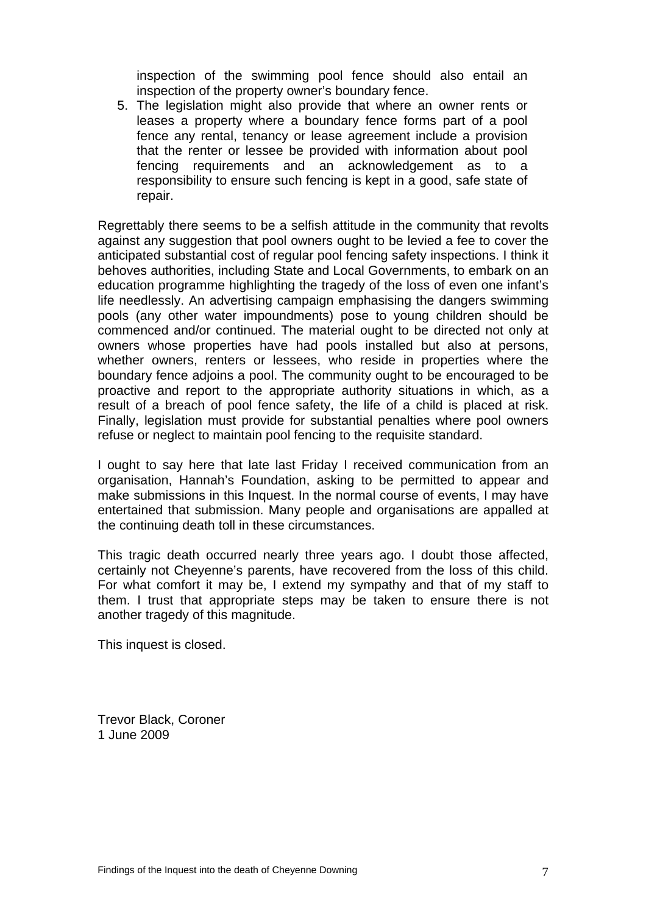inspection of the swimming pool fence should also entail an inspection of the property owner's boundary fence.

5. The legislation might also provide that where an owner rents or leases a property where a boundary fence forms part of a pool fence any rental, tenancy or lease agreement include a provision that the renter or lessee be provided with information about pool fencing requirements and an acknowledgement as to a responsibility to ensure such fencing is kept in a good, safe state of repair.

Regrettably there seems to be a selfish attitude in the community that revolts against any suggestion that pool owners ought to be levied a fee to cover the anticipated substantial cost of regular pool fencing safety inspections. I think it behoves authorities, including State and Local Governments, to embark on an education programme highlighting the tragedy of the loss of even one infant's life needlessly. An advertising campaign emphasising the dangers swimming pools (any other water impoundments) pose to young children should be commenced and/or continued. The material ought to be directed not only at owners whose properties have had pools installed but also at persons, whether owners, renters or lessees, who reside in properties where the boundary fence adjoins a pool. The community ought to be encouraged to be proactive and report to the appropriate authority situations in which, as a result of a breach of pool fence safety, the life of a child is placed at risk. Finally, legislation must provide for substantial penalties where pool owners refuse or neglect to maintain pool fencing to the requisite standard.

I ought to say here that late last Friday I received communication from an organisation, Hannah's Foundation, asking to be permitted to appear and make submissions in this Inquest. In the normal course of events, I may have entertained that submission. Many people and organisations are appalled at the continuing death toll in these circumstances.

This tragic death occurred nearly three years ago. I doubt those affected, certainly not Cheyenne's parents, have recovered from the loss of this child. For what comfort it may be, I extend my sympathy and that of my staff to them. I trust that appropriate steps may be taken to ensure there is not another tragedy of this magnitude.

This inquest is closed.

Trevor Black, Coroner
1 June 2009